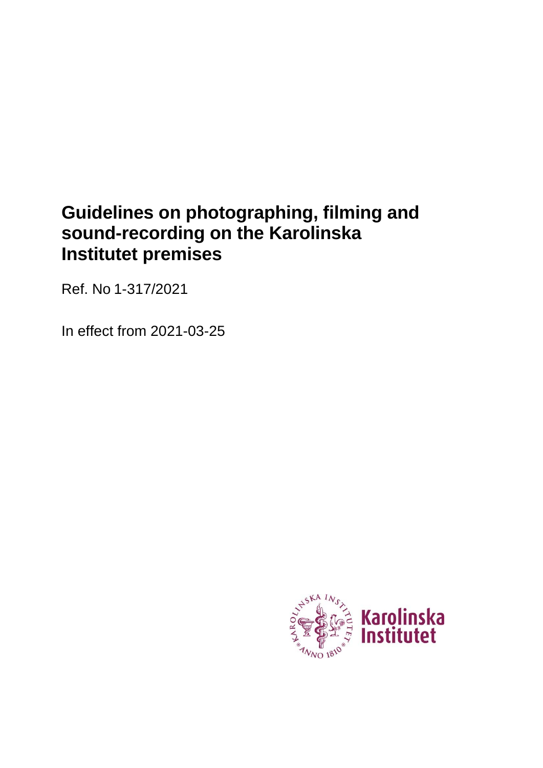# Guidelines on photographing, filming and sound-recording on the Karolinska Institutet premises

Ref. No 1-317/2021

In effect from 2021-03-25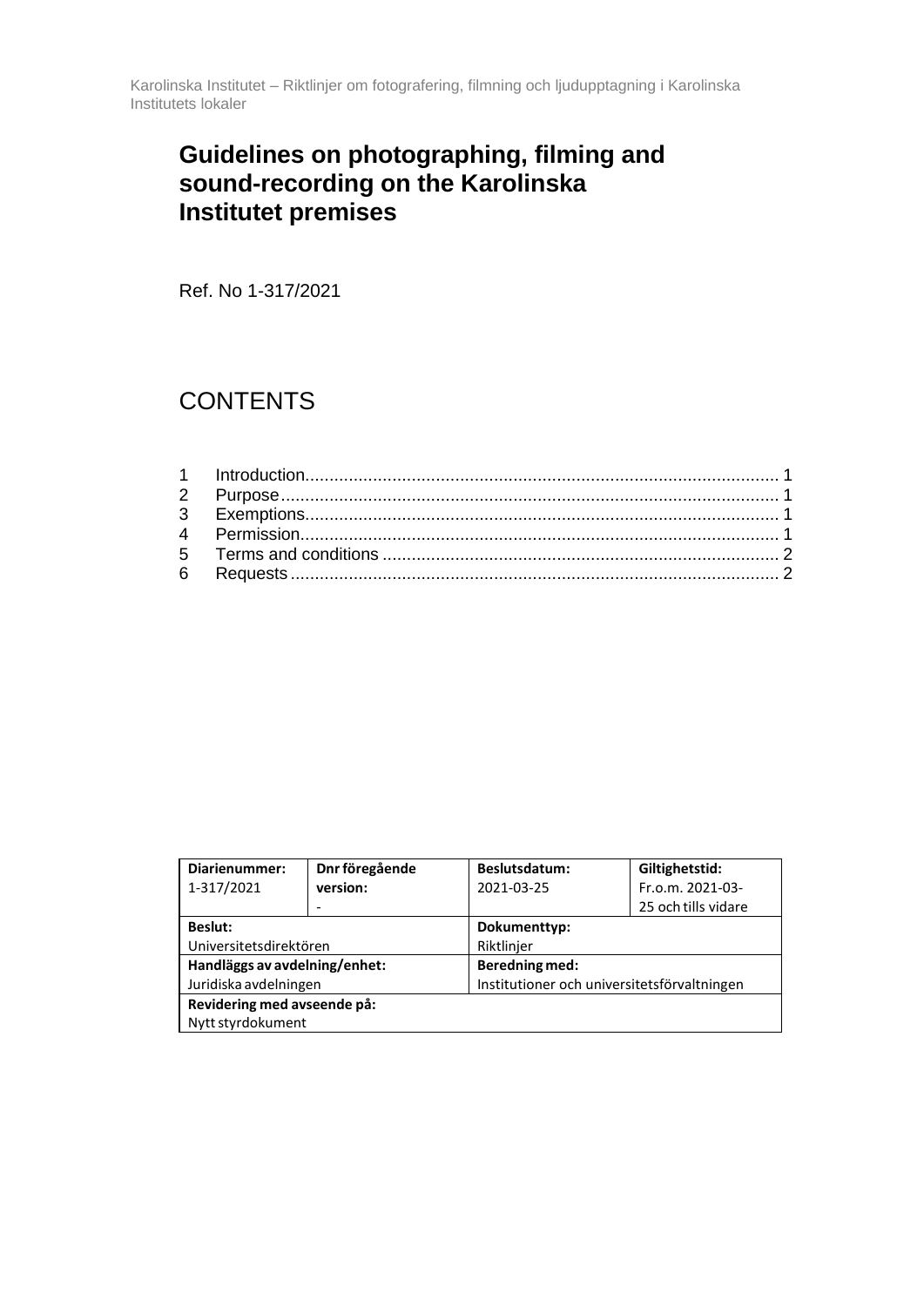# Guidelines on photographing, filming and sound-recording on the Karolinska Institutet premises

Ref. No 1-317/2021

## CONTENTS

| | | |
|---|---|---|
| 1 | Introduction | 1 |
| 2 | Purpose | 1 |
| 3 | Exemptions | 1 |
| 4 | Permission | 1 |
| 5 | Terms and conditions | 2 |
| 6 | Requests | 2 |

| **Diarienummer:** 1-317/2021 | **Dnr föregående version:** - | **Beslutsdatum:** 2021-03-25 | **Giltighetstid:** Fr.o.m. 2021-03-25 och tills vidare |
|---|---|---|---|
| **Beslut:** Universitetsdirektören | | **Dokumenttyp:** Riktlinjer | |
| **Handläggs av avdelning/enhet:** Juridiska avdelningen | | **Beredning med:** Institutioner och universitetsförvaltningen | |
| **Revidering med avseende på:** Nytt styrdokument | | | |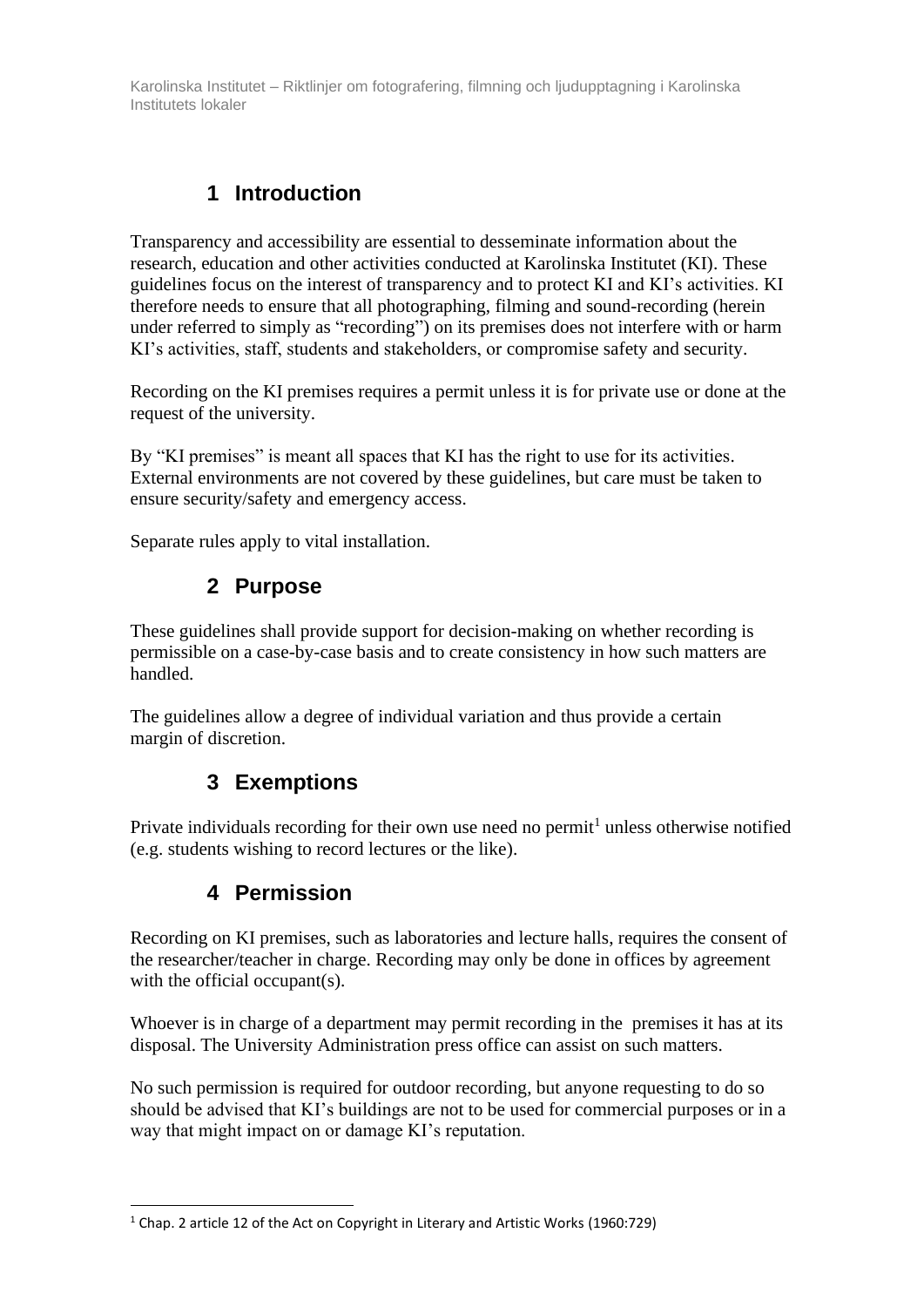# 1 Introduction

Transparency and accessibility are essential to desseminate information about the research, education and other activities conducted at Karolinska Institutet (KI). These guidelines focus on the interest of transparency and to protect KI and KI's activities. KI therefore needs to ensure that all photographing, filming and sound-recording (herein under referred to simply as "recording") on its premises does not interfere with or harm KI's activities, staff, students and stakeholders, or compromise safety and security.

Recording on the KI premises requires a permit unless it is for private use or done at the request of the university.

By "KI premises" is meant all spaces that KI has the right to use for its activities. External environments are not covered by these guidelines, but care must be taken to ensure security/safety and emergency access.

Separate rules apply to vital installation.

# 2 Purpose

These guidelines shall provide support for decision-making on whether recording is permissible on a case-by-case basis and to create consistency in how such matters are handled.

The guidelines allow a degree of individual variation and thus provide a certain margin of discretion.

# 3 Exemptions

Private individuals recording for their own use need no permit[1] unless otherwise notified (e.g. students wishing to record lectures or the like).

# 4 Permission

Recording on KI premises, such as laboratories and lecture halls, requires the consent of the researcher/teacher in charge. Recording may only be done in offices by agreement with the official occupant(s).

Whoever is in charge of a department may permit recording in the premises it has at its disposal. The University Administration press office can assist on such matters.

No such permission is required for outdoor recording, but anyone requesting to do so should be advised that KI's buildings are not to be used for commercial purposes or in a way that might impact on or damage KI's reputation.

[1] Chap. 2 article 12 of the Act on Copyright in Literary and Artistic Works (1960:729)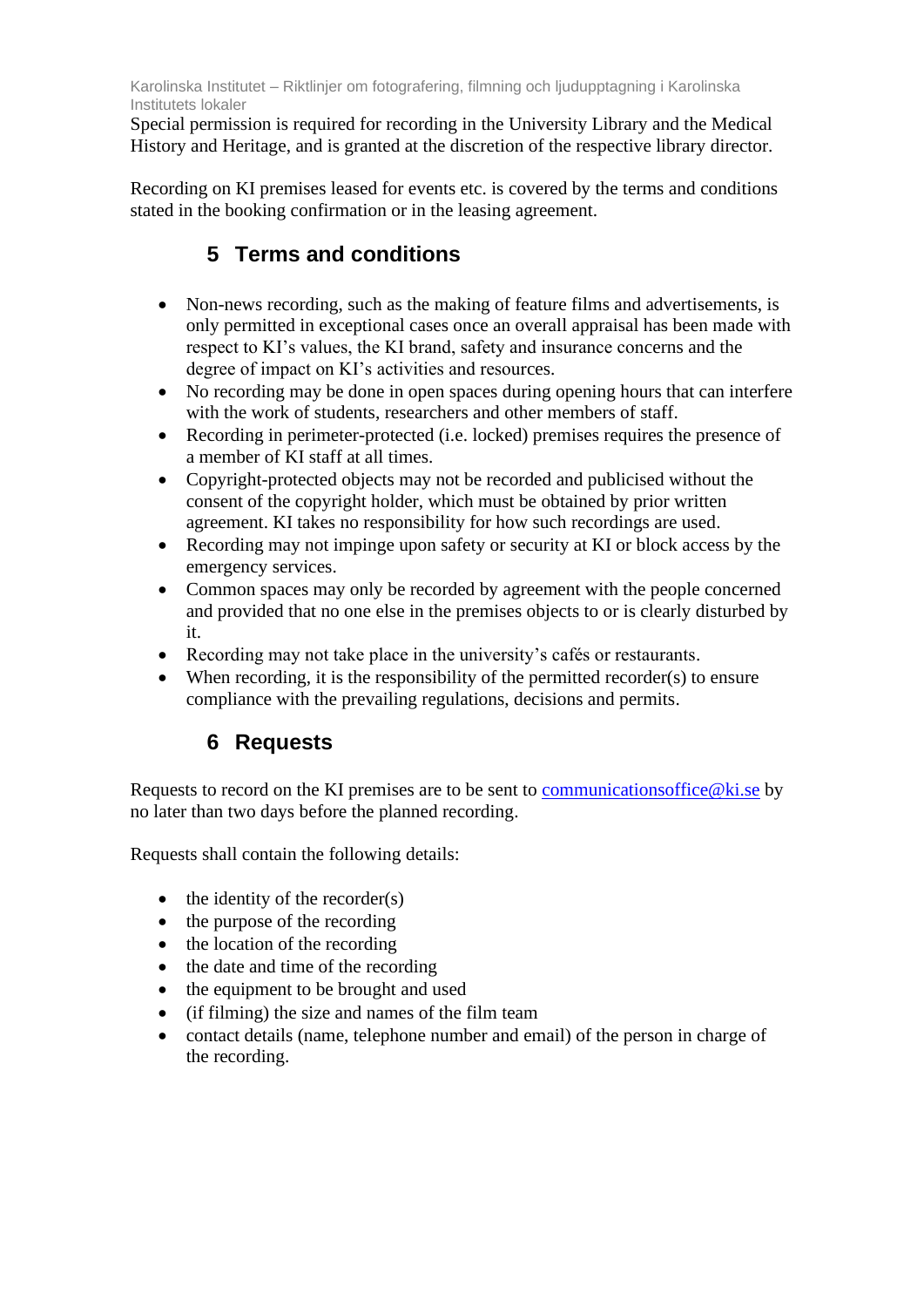Special permission is required for recording in the University Library and the Medical History and Heritage, and is granted at the discretion of the respective library director.

Recording on KI premises leased for events etc. is covered by the terms and conditions stated in the booking confirmation or in the leasing agreement.

## 5 Terms and conditions

- Non-news recording, such as the making of feature films and advertisements, is only permitted in exceptional cases once an overall appraisal has been made with respect to KI's values, the KI brand, safety and insurance concerns and the degree of impact on KI's activities and resources.
- No recording may be done in open spaces during opening hours that can interfere with the work of students, researchers and other members of staff.
- Recording in perimeter-protected (i.e. locked) premises requires the presence of a member of KI staff at all times.
- Copyright-protected objects may not be recorded and publicised without the consent of the copyright holder, which must be obtained by prior written agreement. KI takes no responsibility for how such recordings are used.
- Recording may not impinge upon safety or security at KI or block access by the emergency services.
- Common spaces may only be recorded by agreement with the people concerned and provided that no one else in the premises objects to or is clearly disturbed by it.
- Recording may not take place in the university's cafés or restaurants.
- When recording, it is the responsibility of the permitted recorder(s) to ensure compliance with the prevailing regulations, decisions and permits.

## 6 Requests

Requests to record on the KI premises are to be sent to communicationsoffice@ki.se by no later than two days before the planned recording.

Requests shall contain the following details:

- the identity of the recorder(s)
- the purpose of the recording
- the location of the recording
- the date and time of the recording
- the equipment to be brought and used
- (if filming) the size and names of the film team
- contact details (name, telephone number and email) of the person in charge of the recording.